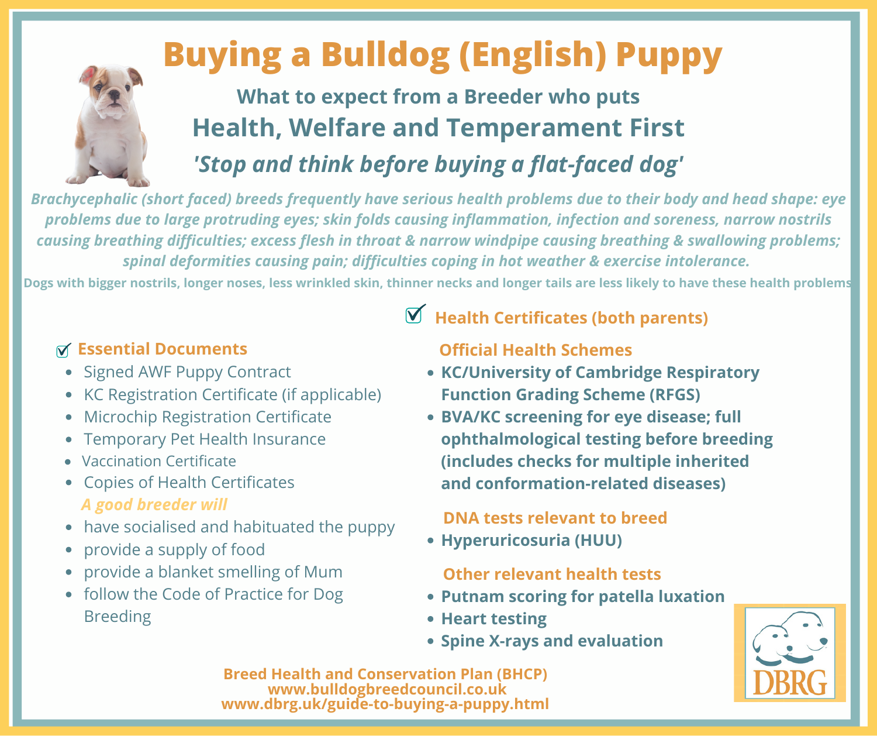# Buying a Bulldog (English) Puppy

## What to expect from a Breeder who puts

## Health, Welfare and Temperament First

## *'Stop and think before buying a flat-faced dog'*

***Brachycephalic (short faced) breeds frequently have serious health problems due to their body and head shape: eye problems due to large protruding eyes; skin folds causing inflammation, infection and soreness, narrow nostrils causing breathing difficulties; excess flesh in throat & narrow windpipe causing breathing & swallowing problems; spinal deformities causing pain; difficulties coping in hot weather & exercise intolerance.***

**Dogs with bigger nostrils, longer noses, less wrinkled skin, thinner necks and longer tails are less likely to have these health problems**

### ☑ Essential Documents

- Signed AWF Puppy Contract
- KC Registration Certificate (if applicable)
- Microchip Registration Certificate
- Temporary Pet Health Insurance
- Vaccination Certificate
- Copies of Health Certificates

***A good breeder will***

- have socialised and habituated the puppy
- provide a supply of food
- provide a blanket smelling of Mum
- follow the Code of Practice for Dog Breeding

### ☑ Health Certificates (both parents)

#### Official Health Schemes

- **KC/University of Cambridge Respiratory Function Grading Scheme (RFGS)**
- **BVA/KC screening for eye disease; full ophthalmological testing before breeding (includes checks for multiple inherited and conformation-related diseases)**

#### DNA tests relevant to breed

- **Hyperuricosuria (HUU)**

#### Other relevant health tests

- **Putnam scoring for patella luxation**
- **Heart testing**
- **Spine X-rays and evaluation**

**Breed Health and Conservation Plan (BHCP)**
**www.bulldogbreedcouncil.co.uk**
**www.dbrg.uk/guide-to-buying-a-puppy.html**

DBRG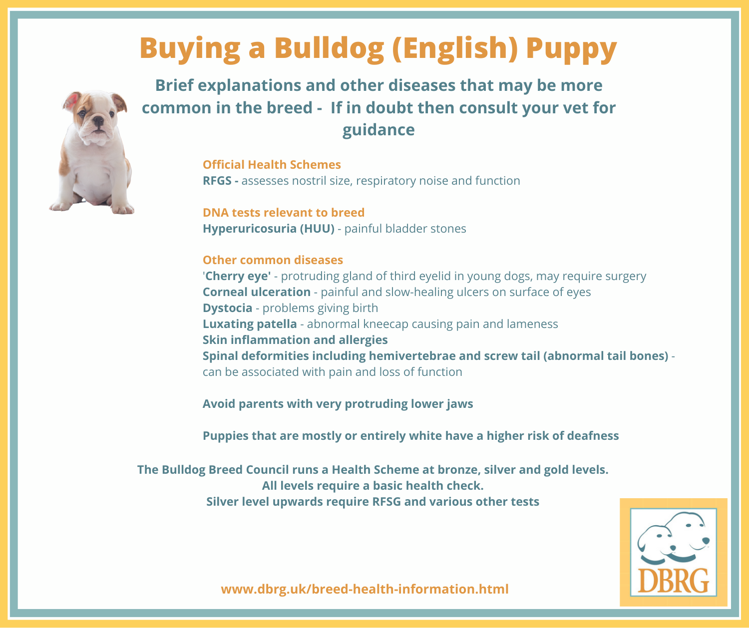# Buying a Bulldog (English) Puppy

## Brief explanations and other diseases that may be more common in the breed - If in doubt then consult your vet for guidance

### Official Health Schemes

**RFGS -** assesses nostril size, respiratory noise and function

### DNA tests relevant to breed

**Hyperuricosuria (HUU)** - painful bladder stones

### Other common diseases

'**Cherry eye'** - protruding gland of third eyelid in young dogs, may require surgery
**Corneal ulceration** - painful and slow-healing ulcers on surface of eyes
**Dystocia** - problems giving birth
**Luxating patella** - abnormal kneecap causing pain and lameness
**Skin inflammation and allergies**
**Spinal deformities including hemivertebrae and screw tail (abnormal tail bones)** - can be associated with pain and loss of function

**Avoid parents with very protruding lower jaws**

**Puppies that are mostly or entirely white have a higher risk of deafness**

**The Bulldog Breed Council runs a Health Scheme at bronze, silver and gold levels.**
**All levels require a basic health check.**
**Silver level upwards require RFSG and various other tests**

www.dbrg.uk/breed-health-information.html

DBRG